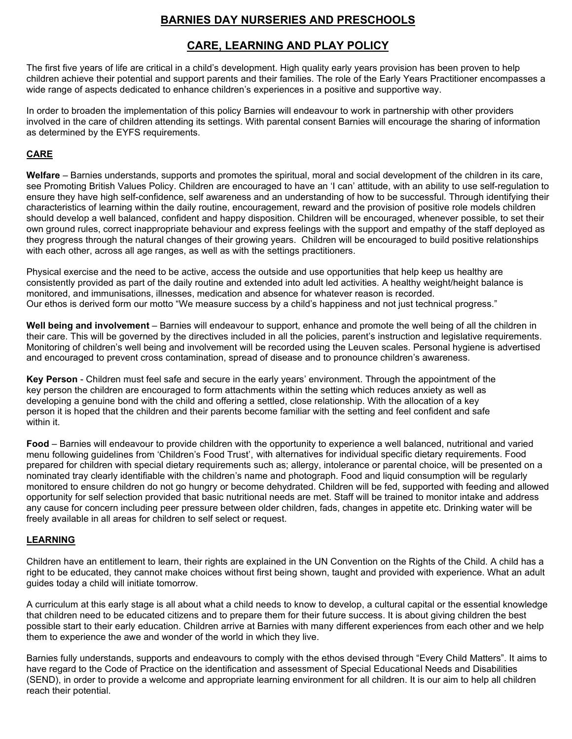# BARNIES DAY NURSERIES AND PRESCHOOLS

## CARE, LEARNING AND PLAY POLICY

The first five years of life are critical in a child's development. High quality early years provision has been proven to help children achieve their potential and support parents and their families. The role of the Early Years Practitioner encompasses a wide range of aspects dedicated to enhance children's experiences in a positive and supportive way.

In order to broaden the implementation of this policy Barnies will endeavour to work in partnership with other providers involved in the care of children attending its settings. With parental consent Barnies will encourage the sharing of information as determined by the EYFS requirements.

### CARE

**Welfare** – Barnies understands, supports and promotes the spiritual, moral and social development of the children in its care, see Promoting British Values Policy. Children are encouraged to have an 'I can' attitude, with an ability to use self-regulation to ensure they have high self-confidence, self awareness and an understanding of how to be successful. Through identifying their characteristics of learning within the daily routine, encouragement, reward and the provision of positive role models children should develop a well balanced, confident and happy disposition. Children will be encouraged, whenever possible, to set their own ground rules, correct inappropriate behaviour and express feelings with the support and empathy of the staff deployed as they progress through the natural changes of their growing years. Children will be encouraged to build positive relationships with each other, across all age ranges, as well as with the settings practitioners.

Physical exercise and the need to be active, access the outside and use opportunities that help keep us healthy are consistently provided as part of the daily routine and extended into adult led activities. A healthy weight/height balance is monitored, and immunisations, illnesses, medication and absence for whatever reason is recorded.
Our ethos is derived form our motto "We measure success by a child's happiness and not just technical progress."

**Well being and involvement** – Barnies will endeavour to support, enhance and promote the well being of all the children in their care. This will be governed by the directives included in all the policies, parent's instruction and legislative requirements. Monitoring of children's well being and involvement will be recorded using the Leuven scales. Personal hygiene is advertised and encouraged to prevent cross contamination, spread of disease and to pronounce children's awareness.

**Key Person** - Children must feel safe and secure in the early years' environment. Through the appointment of the key person the children are encouraged to form attachments within the setting which reduces anxiety as well as developing a genuine bond with the child and offering a settled, close relationship. With the allocation of a key person it is hoped that the children and their parents become familiar with the setting and feel confident and safe within it.

**Food** – Barnies will endeavour to provide children with the opportunity to experience a well balanced, nutritional and varied menu following guidelines from 'Children's Food Trust', with alternatives for individual specific dietary requirements. Food prepared for children with special dietary requirements such as; allergy, intolerance or parental choice, will be presented on a nominated tray clearly identifiable with the children's name and photograph. Food and liquid consumption will be regularly monitored to ensure children do not go hungry or become dehydrated. Children will be fed, supported with feeding and allowed opportunity for self selection provided that basic nutritional needs are met. Staff will be trained to monitor intake and address any cause for concern including peer pressure between older children, fads, changes in appetite etc. Drinking water will be freely available in all areas for children to self select or request.

### LEARNING

Children have an entitlement to learn, their rights are explained in the UN Convention on the Rights of the Child. A child has a right to be educated, they cannot make choices without first being shown, taught and provided with experience. What an adult guides today a child will initiate tomorrow.

A curriculum at this early stage is all about what a child needs to know to develop, a cultural capital or the essential knowledge that children need to be educated citizens and to prepare them for their future success. It is about giving children the best possible start to their early education. Children arrive at Barnies with many different experiences from each other and we help them to experience the awe and wonder of the world in which they live.

Barnies fully understands, supports and endeavours to comply with the ethos devised through "Every Child Matters". It aims to have regard to the Code of Practice on the identification and assessment of Special Educational Needs and Disabilities (SEND), in order to provide a welcome and appropriate learning environment for all children. It is our aim to help all children reach their potential.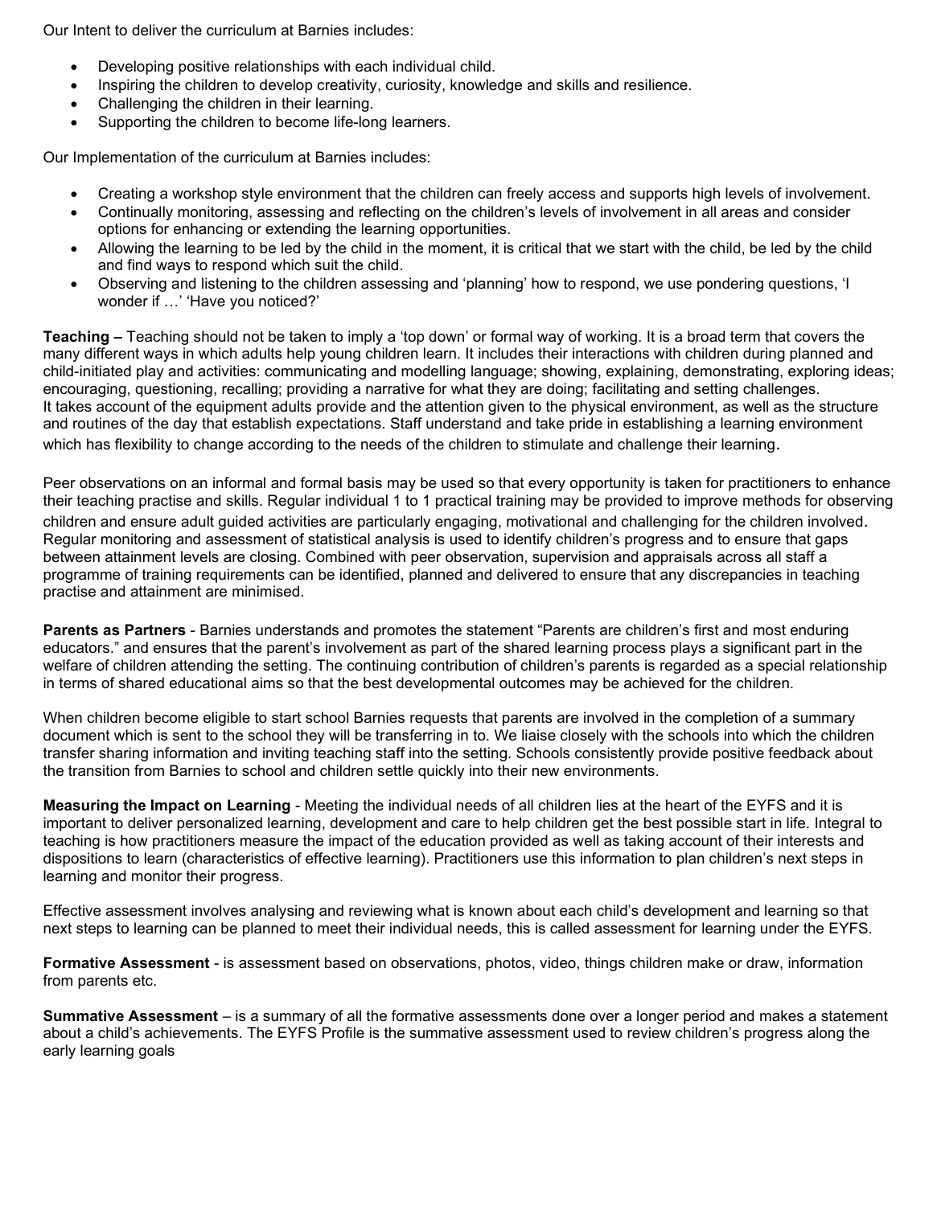Our Intent to deliver the curriculum at Barnies includes:

- Developing positive relationships with each individual child.
- Inspiring the children to develop creativity, curiosity, knowledge and skills and resilience.
- Challenging the children in their learning.
- Supporting the children to become life-long learners.

Our Implementation of the curriculum at Barnies includes:

- Creating a workshop style environment that the children can freely access and supports high levels of involvement.
- Continually monitoring, assessing and reflecting on the children's levels of involvement in all areas and consider options for enhancing or extending the learning opportunities.
- Allowing the learning to be led by the child in the moment, it is critical that we start with the child, be led by the child and find ways to respond which suit the child.
- Observing and listening to the children assessing and 'planning' how to respond, we use pondering questions, 'I wonder if …' 'Have you noticed?'

**Teaching –** Teaching should not be taken to imply a 'top down' or formal way of working. It is a broad term that covers the many different ways in which adults help young children learn. It includes their interactions with children during planned and child-initiated play and activities: communicating and modelling language; showing, explaining, demonstrating, exploring ideas; encouraging, questioning, recalling; providing a narrative for what they are doing; facilitating and setting challenges. It takes account of the equipment adults provide and the attention given to the physical environment, as well as the structure and routines of the day that establish expectations. Staff understand and take pride in establishing a learning environment which has flexibility to change according to the needs of the children to stimulate and challenge their learning.

Peer observations on an informal and formal basis may be used so that every opportunity is taken for practitioners to enhance their teaching practise and skills. Regular individual 1 to 1 practical training may be provided to improve methods for observing children and ensure adult guided activities are particularly engaging, motivational and challenging for the children involved. Regular monitoring and assessment of statistical analysis is used to identify children's progress and to ensure that gaps between attainment levels are closing. Combined with peer observation, supervision and appraisals across all staff a programme of training requirements can be identified, planned and delivered to ensure that any discrepancies in teaching practise and attainment are minimised.

**Parents as Partners** - Barnies understands and promotes the statement "Parents are children's first and most enduring educators." and ensures that the parent's involvement as part of the shared learning process plays a significant part in the welfare of children attending the setting. The continuing contribution of children's parents is regarded as a special relationship in terms of shared educational aims so that the best developmental outcomes may be achieved for the children.

When children become eligible to start school Barnies requests that parents are involved in the completion of a summary document which is sent to the school they will be transferring in to. We liaise closely with the schools into which the children transfer sharing information and inviting teaching staff into the setting. Schools consistently provide positive feedback about the transition from Barnies to school and children settle quickly into their new environments.

**Measuring the Impact on Learning** - Meeting the individual needs of all children lies at the heart of the EYFS and it is important to deliver personalized learning, development and care to help children get the best possible start in life. Integral to teaching is how practitioners measure the impact of the education provided as well as taking account of their interests and dispositions to learn (characteristics of effective learning). Practitioners use this information to plan children's next steps in learning and monitor their progress.

Effective assessment involves analysing and reviewing what is known about each child's development and learning so that next steps to learning can be planned to meet their individual needs, this is called assessment for learning under the EYFS.

**Formative Assessment** - is assessment based on observations, photos, video, things children make or draw, information from parents etc.

**Summative Assessment** – is a summary of all the formative assessments done over a longer period and makes a statement about a child's achievements. The EYFS Profile is the summative assessment used to review children's progress along the early learning goals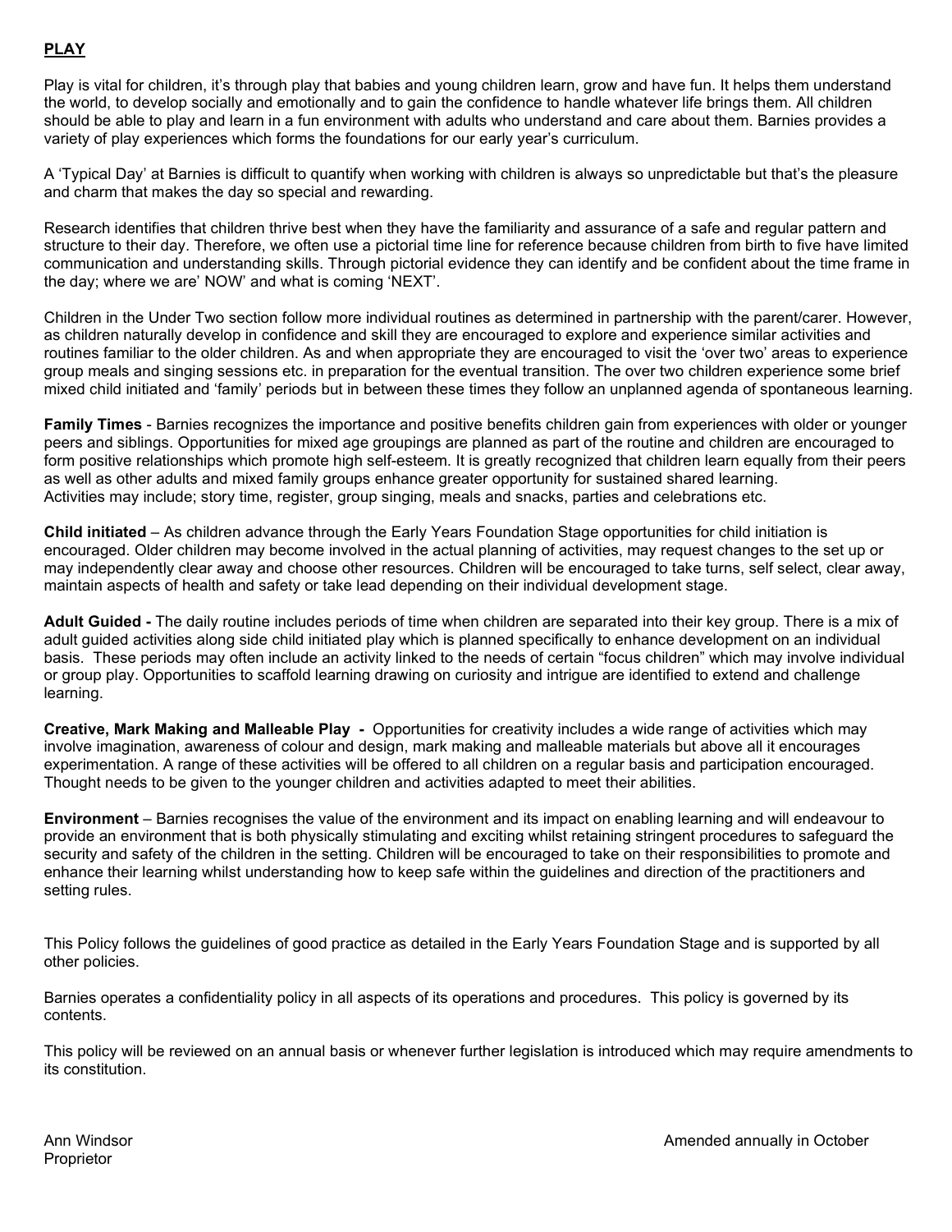## PLAY

Play is vital for children, it's through play that babies and young children learn, grow and have fun. It helps them understand the world, to develop socially and emotionally and to gain the confidence to handle whatever life brings them. All children should be able to play and learn in a fun environment with adults who understand and care about them. Barnies provides a variety of play experiences which forms the foundations for our early year's curriculum.

A 'Typical Day' at Barnies is difficult to quantify when working with children is always so unpredictable but that's the pleasure and charm that makes the day so special and rewarding.

Research identifies that children thrive best when they have the familiarity and assurance of a safe and regular pattern and structure to their day. Therefore, we often use a pictorial time line for reference because children from birth to five have limited communication and understanding skills. Through pictorial evidence they can identify and be confident about the time frame in the day; where we are' NOW' and what is coming 'NEXT'.

Children in the Under Two section follow more individual routines as determined in partnership with the parent/carer. However, as children naturally develop in confidence and skill they are encouraged to explore and experience similar activities and routines familiar to the older children. As and when appropriate they are encouraged to visit the 'over two' areas to experience group meals and singing sessions etc. in preparation for the eventual transition. The over two children experience some brief mixed child initiated and 'family' periods but in between these times they follow an unplanned agenda of spontaneous learning.

**Family Times** - Barnies recognizes the importance and positive benefits children gain from experiences with older or younger peers and siblings. Opportunities for mixed age groupings are planned as part of the routine and children are encouraged to form positive relationships which promote high self-esteem. It is greatly recognized that children learn equally from their peers as well as other adults and mixed family groups enhance greater opportunity for sustained shared learning.
Activities may include; story time, register, group singing, meals and snacks, parties and celebrations etc.

**Child initiated** – As children advance through the Early Years Foundation Stage opportunities for child initiation is encouraged. Older children may become involved in the actual planning of activities, may request changes to the set up or may independently clear away and choose other resources. Children will be encouraged to take turns, self select, clear away, maintain aspects of health and safety or take lead depending on their individual development stage.

**Adult Guided -** The daily routine includes periods of time when children are separated into their key group. There is a mix of adult guided activities along side child initiated play which is planned specifically to enhance development on an individual basis. These periods may often include an activity linked to the needs of certain "focus children" which may involve individual or group play. Opportunities to scaffold learning drawing on curiosity and intrigue are identified to extend and challenge learning.

**Creative, Mark Making and Malleable Play -** Opportunities for creativity includes a wide range of activities which may involve imagination, awareness of colour and design, mark making and malleable materials but above all it encourages experimentation. A range of these activities will be offered to all children on a regular basis and participation encouraged. Thought needs to be given to the younger children and activities adapted to meet their abilities.

**Environment** – Barnies recognises the value of the environment and its impact on enabling learning and will endeavour to provide an environment that is both physically stimulating and exciting whilst retaining stringent procedures to safeguard the security and safety of the children in the setting. Children will be encouraged to take on their responsibilities to promote and enhance their learning whilst understanding how to keep safe within the guidelines and direction of the practitioners and setting rules.

This Policy follows the guidelines of good practice as detailed in the Early Years Foundation Stage and is supported by all other policies.

Barnies operates a confidentiality policy in all aspects of its operations and procedures. This policy is governed by its contents.

This policy will be reviewed on an annual basis or whenever further legislation is introduced which may require amendments to its constitution.

Ann Windsor
Proprietor

Amended annually in October